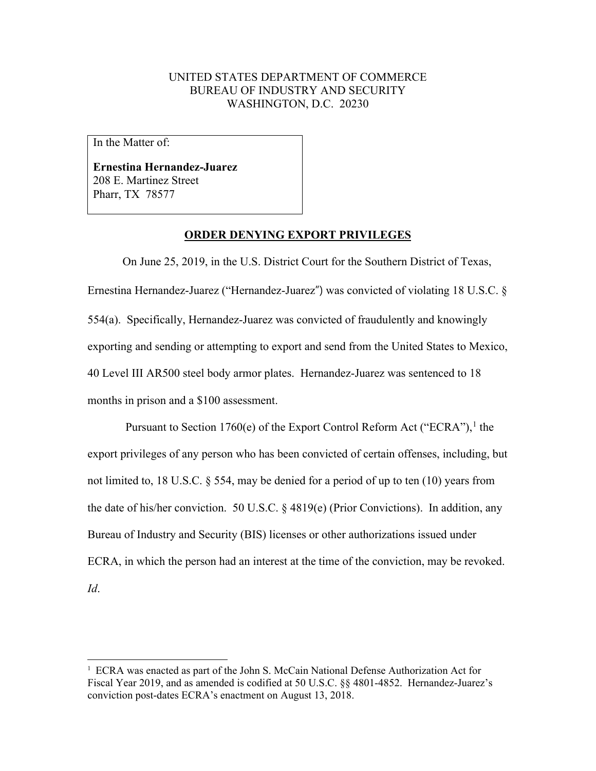UNITED STATES DEPARTMENT OF COMMERCE
BUREAU OF INDUSTRY AND SECURITY
WASHINGTON, D.C. 20230

In the Matter of:

**Ernestina Hernandez-Juarez**
208 E. Martinez Street
Pharr, TX 78577

**ORDER DENYING EXPORT PRIVILEGES**

On June 25, 2019, in the U.S. District Court for the Southern District of Texas, Ernestina Hernandez-Juarez ("Hernandez-Juarez") was convicted of violating 18 U.S.C. § 554(a). Specifically, Hernandez-Juarez was convicted of fraudulently and knowingly exporting and sending or attempting to export and send from the United States to Mexico, 40 Level III AR500 steel body armor plates. Hernandez-Juarez was sentenced to 18 months in prison and a $100 assessment.

Pursuant to Section 1760(e) of the Export Control Reform Act ("ECRA"),[1] the export privileges of any person who has been convicted of certain offenses, including, but not limited to, 18 U.S.C. § 554, may be denied for a period of up to ten (10) years from the date of his/her conviction. 50 U.S.C. § 4819(e) (Prior Convictions). In addition, any Bureau of Industry and Security (BIS) licenses or other authorizations issued under ECRA, in which the person had an interest at the time of the conviction, may be revoked. *Id*.

[1] ECRA was enacted as part of the John S. McCain National Defense Authorization Act for Fiscal Year 2019, and as amended is codified at 50 U.S.C. §§ 4801-4852. Hernandez-Juarez's conviction post-dates ECRA's enactment on August 13, 2018.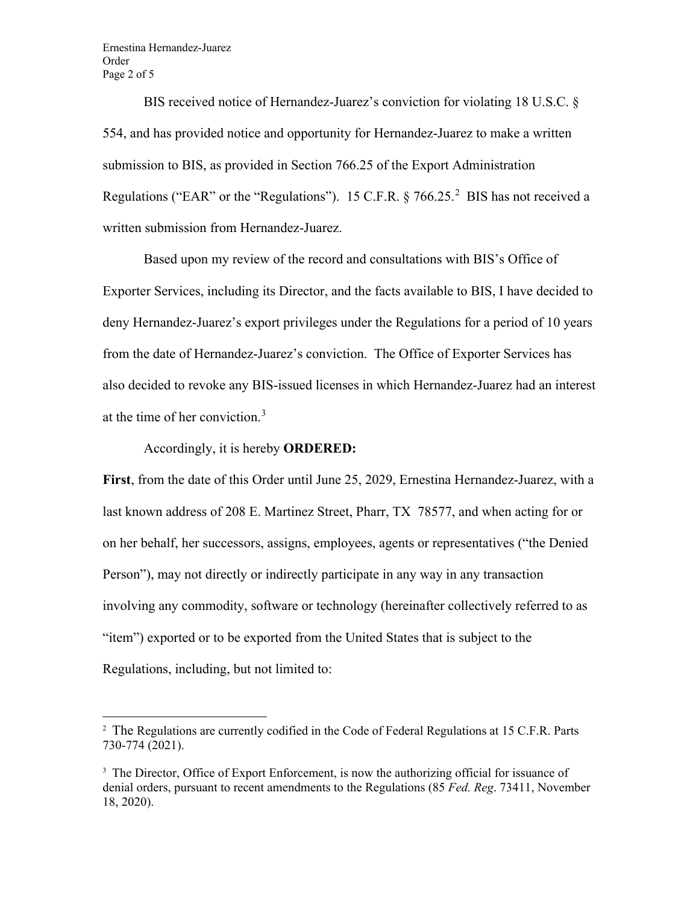BIS received notice of Hernandez-Juarez's conviction for violating 18 U.S.C. § 554, and has provided notice and opportunity for Hernandez-Juarez to make a written submission to BIS, as provided in Section 766.25 of the Export Administration Regulations ("EAR" or the "Regulations"). 15 C.F.R. § 766.25.[2] BIS has not received a written submission from Hernandez-Juarez.

Based upon my review of the record and consultations with BIS's Office of Exporter Services, including its Director, and the facts available to BIS, I have decided to deny Hernandez-Juarez's export privileges under the Regulations for a period of 10 years from the date of Hernandez-Juarez's conviction. The Office of Exporter Services has also decided to revoke any BIS-issued licenses in which Hernandez-Juarez had an interest at the time of her conviction.[3]

Accordingly, it is hereby **ORDERED:**

**First**, from the date of this Order until June 25, 2029, Ernestina Hernandez-Juarez, with a last known address of 208 E. Martinez Street, Pharr, TX 78577, and when acting for or on her behalf, her successors, assigns, employees, agents or representatives ("the Denied Person"), may not directly or indirectly participate in any way in any transaction involving any commodity, software or technology (hereinafter collectively referred to as "item") exported or to be exported from the United States that is subject to the Regulations, including, but not limited to:

---

[2] The Regulations are currently codified in the Code of Federal Regulations at 15 C.F.R. Parts 730-774 (2021).

[3] The Director, Office of Export Enforcement, is now the authorizing official for issuance of denial orders, pursuant to recent amendments to the Regulations (85 *Fed. Reg*. 73411, November 18, 2020).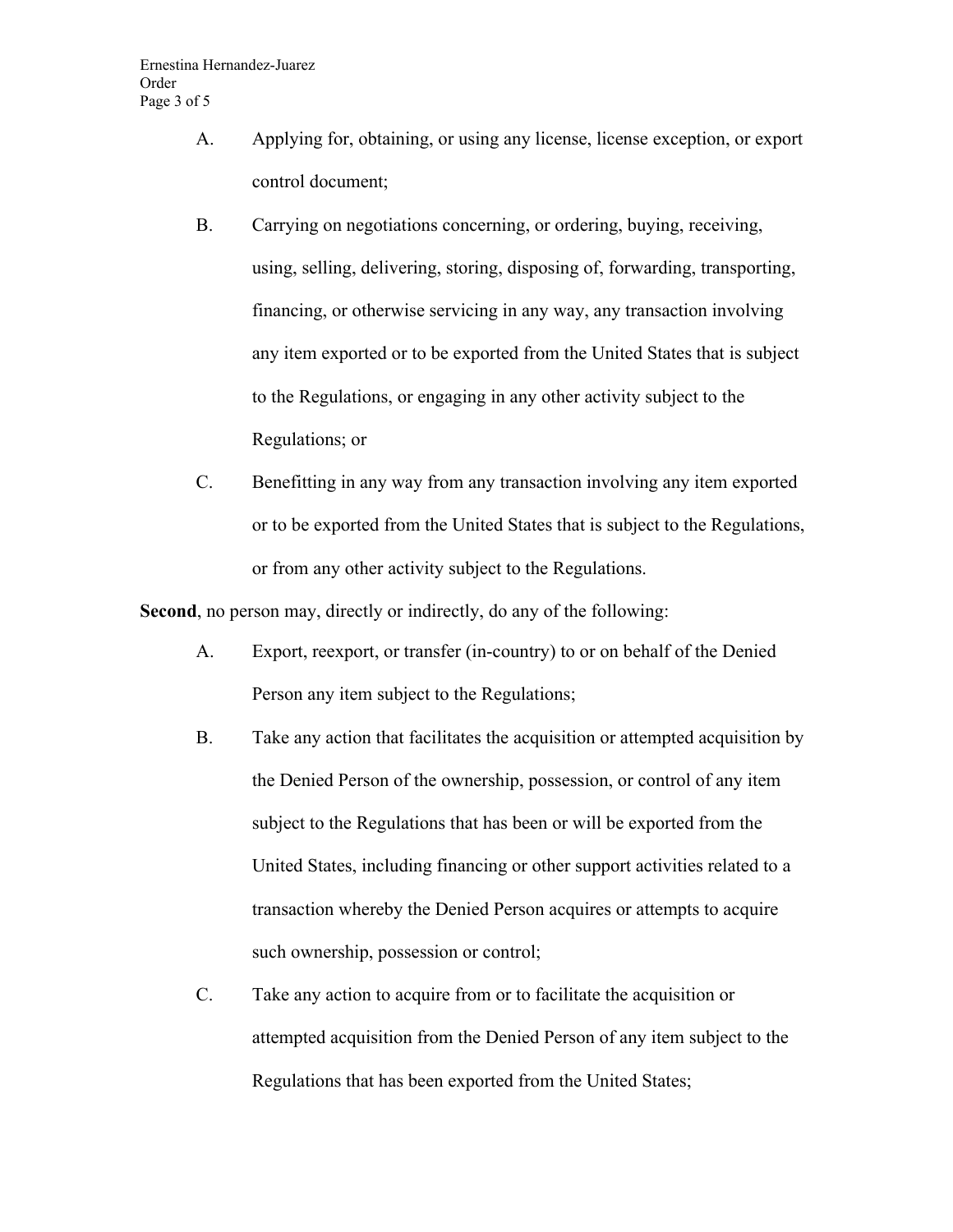A. Applying for, obtaining, or using any license, license exception, or export control document;

B. Carrying on negotiations concerning, or ordering, buying, receiving, using, selling, delivering, storing, disposing of, forwarding, transporting, financing, or otherwise servicing in any way, any transaction involving any item exported or to be exported from the United States that is subject to the Regulations, or engaging in any other activity subject to the Regulations; or

C. Benefitting in any way from any transaction involving any item exported or to be exported from the United States that is subject to the Regulations, or from any other activity subject to the Regulations.

**Second**, no person may, directly or indirectly, do any of the following:

A. Export, reexport, or transfer (in-country) to or on behalf of the Denied Person any item subject to the Regulations;

B. Take any action that facilitates the acquisition or attempted acquisition by the Denied Person of the ownership, possession, or control of any item subject to the Regulations that has been or will be exported from the United States, including financing or other support activities related to a transaction whereby the Denied Person acquires or attempts to acquire such ownership, possession or control;

C. Take any action to acquire from or to facilitate the acquisition or attempted acquisition from the Denied Person of any item subject to the Regulations that has been exported from the United States;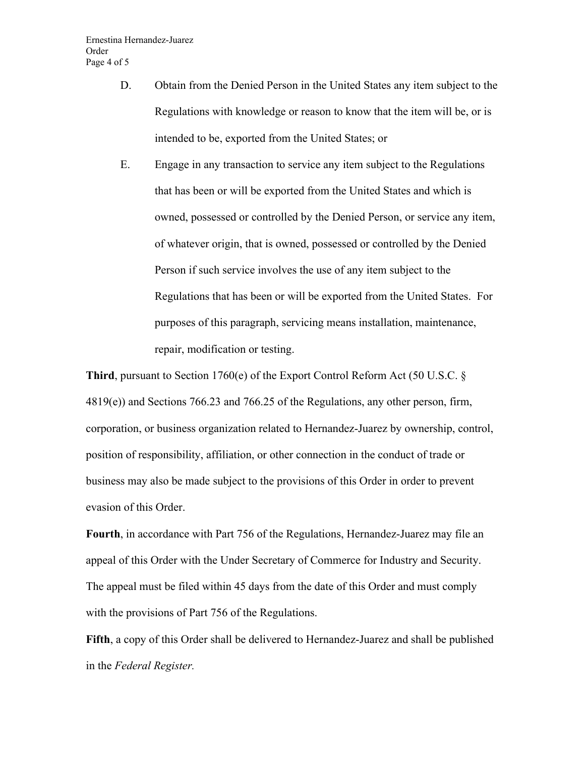D. Obtain from the Denied Person in the United States any item subject to the Regulations with knowledge or reason to know that the item will be, or is intended to be, exported from the United States; or

E. Engage in any transaction to service any item subject to the Regulations that has been or will be exported from the United States and which is owned, possessed or controlled by the Denied Person, or service any item, of whatever origin, that is owned, possessed or controlled by the Denied Person if such service involves the use of any item subject to the Regulations that has been or will be exported from the United States. For purposes of this paragraph, servicing means installation, maintenance, repair, modification or testing.

**Third**, pursuant to Section 1760(e) of the Export Control Reform Act (50 U.S.C. § 4819(e)) and Sections 766.23 and 766.25 of the Regulations, any other person, firm, corporation, or business organization related to Hernandez-Juarez by ownership, control, position of responsibility, affiliation, or other connection in the conduct of trade or business may also be made subject to the provisions of this Order in order to prevent evasion of this Order.

**Fourth**, in accordance with Part 756 of the Regulations, Hernandez-Juarez may file an appeal of this Order with the Under Secretary of Commerce for Industry and Security. The appeal must be filed within 45 days from the date of this Order and must comply with the provisions of Part 756 of the Regulations.

**Fifth**, a copy of this Order shall be delivered to Hernandez-Juarez and shall be published in the *Federal Register.*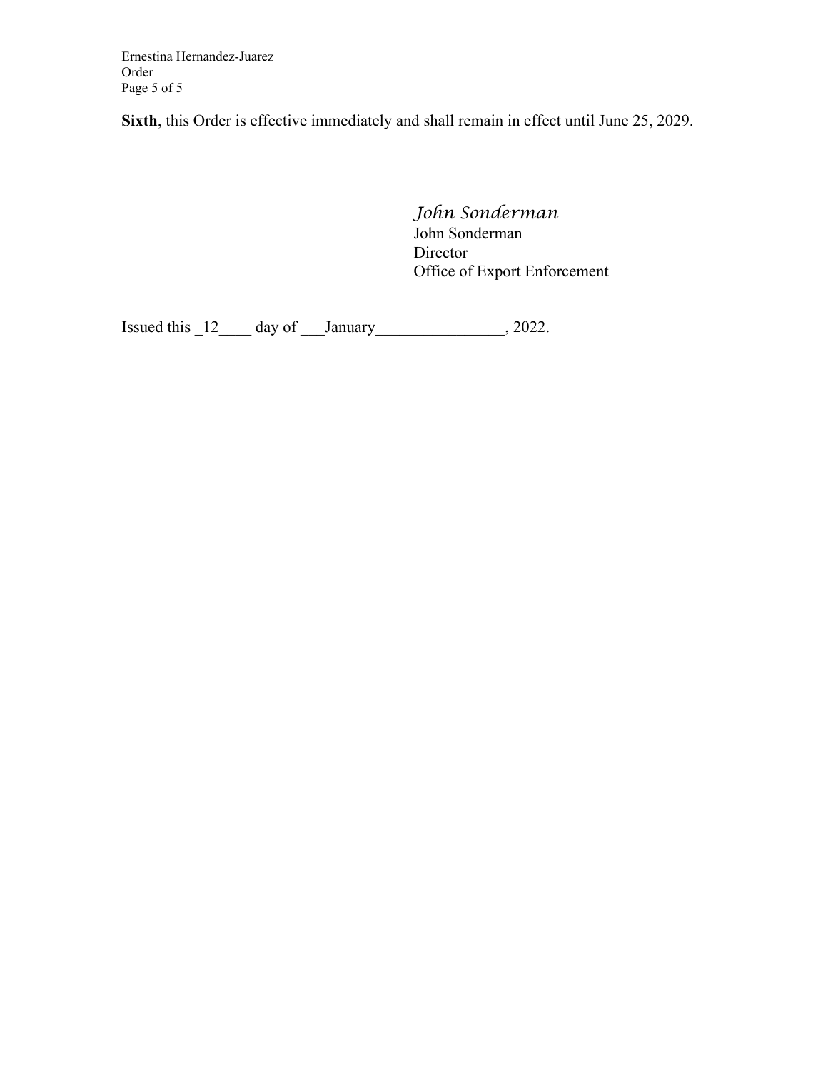**Sixth**, this Order is effective immediately and shall remain in effect until June 25, 2029.

*John Sonderman*
John Sonderman
Director
Office of Export Enforcement

Issued this _12____ day of ___January________________, 2022.